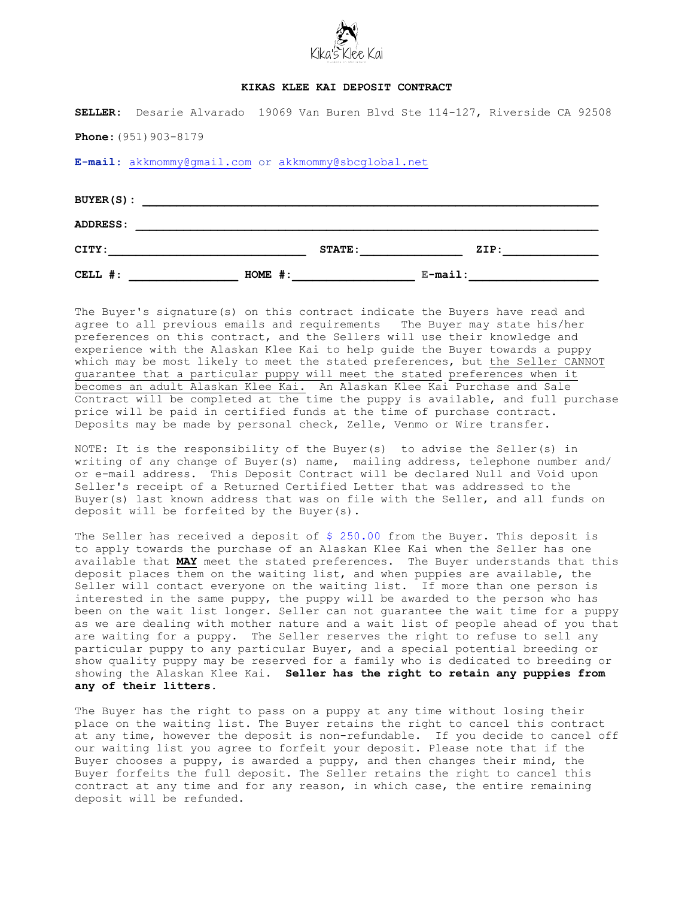Kika's Klee Kai

# KIKAS KLEE KAI DEPOSIT CONTRACT

**SELLER:** Desarie Alvarado 19069 Van Buren Blvd Ste 114-127, Riverside CA 92508

**Phone:** (951)903-8179

**E-mail:** akkmommy@gmail.com or akkmommy@sbcglobal.net

**BUYER(S):** ______________________________________________

**ADDRESS:** ______________________________________________

**CITY:** ____________________ **STATE:** __________ **ZIP:** __________

**CELL #:** ____________ **HOME #:** ____________ **E-mail:** ____________

The Buyer's signature(s) on this contract indicate the Buyers have read and agree to all previous emails and requirements The Buyer may state his/her preferences on this contract, and the Sellers will use their knowledge and experience with the Alaskan Klee Kai to help guide the Buyer towards a puppy which may be most likely to meet the stated preferences, but <u>the Seller CANNOT guarantee that a particular puppy will meet the stated preferences when it becomes an adult Alaskan Klee Kai.</u> An Alaskan Klee Kai Purchase and Sale Contract will be completed at the time the puppy is available, and full purchase price will be paid in certified funds at the time of purchase contract. Deposits may be made by personal check, Zelle, Venmo or Wire transfer.

NOTE: It is the responsibility of the Buyer(s) to advise the Seller(s) in writing of any change of Buyer(s) name, mailing address, telephone number and/ or e-mail address. This Deposit Contract will be declared Null and Void upon Seller's receipt of a Returned Certified Letter that was addressed to the Buyer(s) last known address that was on file with the Seller, and all funds on deposit will be forfeited by the Buyer(s).

The Seller has received a deposit of $ 250.00 from the Buyer. This deposit is to apply towards the purchase of an Alaskan Klee Kai when the Seller has one available that <u>**MAY**</u> meet the stated preferences. The Buyer understands that this deposit places them on the waiting list, and when puppies are available, the Seller will contact everyone on the waiting list. If more than one person is interested in the same puppy, the puppy will be awarded to the person who has been on the wait list longer. Seller can not guarantee the wait time for a puppy as we are dealing with mother nature and a wait list of people ahead of you that are waiting for a puppy. The Seller reserves the right to refuse to sell any particular puppy to any particular Buyer, and a special potential breeding or show quality puppy may be reserved for a family who is dedicated to breeding or showing the Alaskan Klee Kai. **Seller has the right to retain any puppies from any of their litters.**

The Buyer has the right to pass on a puppy at any time without losing their place on the waiting list. The Buyer retains the right to cancel this contract at any time, however the deposit is non-refundable. If you decide to cancel off our waiting list you agree to forfeit your deposit. Please note that if the Buyer chooses a puppy, is awarded a puppy, and then changes their mind, the Buyer forfeits the full deposit. The Seller retains the right to cancel this contract at any time and for any reason, in which case, the entire remaining deposit will be refunded.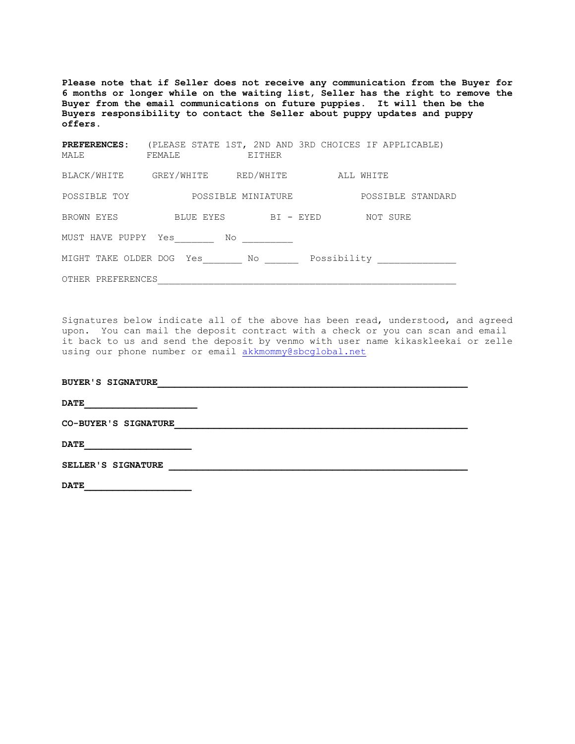**Please note that if Seller does not receive any communication from the Buyer for 6 months or longer while on the waiting list, Seller has the right to remove the Buyer from the email communications on future puppies. It will then be the Buyers responsibility to contact the Seller about puppy updates and puppy offers.**

**PREFERENCES:** (PLEASE STATE 1ST, 2ND AND 3RD CHOICES IF APPLICABLE)

MALE FEMALE EITHER

BLACK/WHITE GREY/WHITE RED/WHITE ALL WHITE

POSSIBLE TOY POSSIBLE MINIATURE POSSIBLE STANDARD

BROWN EYES BLUE EYES BI - EYED NOT SURE

MUST HAVE PUPPY Yes_______ No _________

MIGHT TAKE OLDER DOG Yes_______ No ______ Possibility ______________

OTHER PREFERENCES_____________________________________________________

Signatures below indicate all of the above has been read, understood, and agreed upon. You can mail the deposit contract with a check or you can scan and email it back to us and send the deposit by venmo with user name kikaskleekai or zelle using our phone number or email akkmommy@sbcglobal.net

**BUYER'S SIGNATURE**_______________________________________________________

**DATE**____________________

**CO-BUYER'S SIGNATURE**___________________________________________________

**DATE**____________________

**SELLER'S SIGNATURE** ____________________________________________________

**DATE**____________________